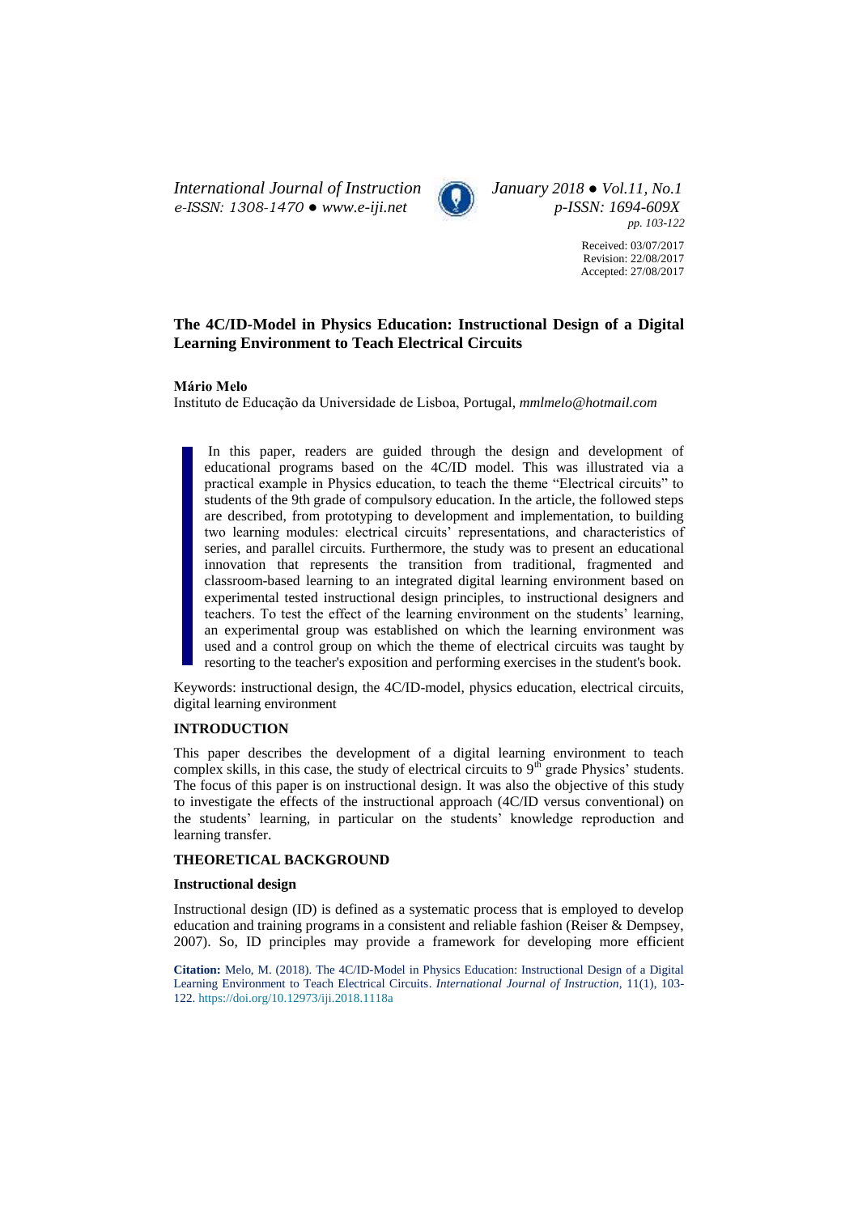# The 4C/ID-Model in Physics Education: Instructional Design of a Digital Learning Environment to Teach Electrical Circuits

**Mário Melo**

Instituto de Educação da Universidade de Lisboa, Portugal, *mmlmelo@hotmail.com*

In this paper, readers are guided through the design and development of educational programs based on the 4C/ID model. This was illustrated via a practical example in Physics education, to teach the theme "Electrical circuits" to students of the 9th grade of compulsory education. In the article, the followed steps are described, from prototyping to development and implementation, to building two learning modules: electrical circuits' representations, and characteristics of series, and parallel circuits. Furthermore, the study was to present an educational innovation that represents the transition from traditional, fragmented and classroom-based learning to an integrated digital learning environment based on experimental tested instructional design principles, to instructional designers and teachers. To test the effect of the learning environment on the students' learning, an experimental group was established on which the learning environment was used and a control group on which the theme of electrical circuits was taught by resorting to the teacher's exposition and performing exercises in the student's book.

Keywords: instructional design, the 4C/ID-model, physics education, electrical circuits, digital learning environment

## INTRODUCTION

This paper describes the development of a digital learning environment to teach complex skills, in this case, the study of electrical circuits to 9th grade Physics' students. The focus of this paper is on instructional design. It was also the objective of this study to investigate the effects of the instructional approach (4C/ID versus conventional) on the students' learning, in particular on the students' knowledge reproduction and learning transfer.

## THEORETICAL BACKGROUND

### Instructional design

Instructional design (ID) is defined as a systematic process that is employed to develop education and training programs in a consistent and reliable fashion (Reiser & Dempsey, 2007). So, ID principles may provide a framework for developing more efficient

**Citation:** Melo, M. (2018). The 4C/ID-Model in Physics Education: Instructional Design of a Digital Learning Environment to Teach Electrical Circuits. *International Journal of Instruction*, 11(1), 103-122. https://doi.org/10.12973/iji.2018.1118a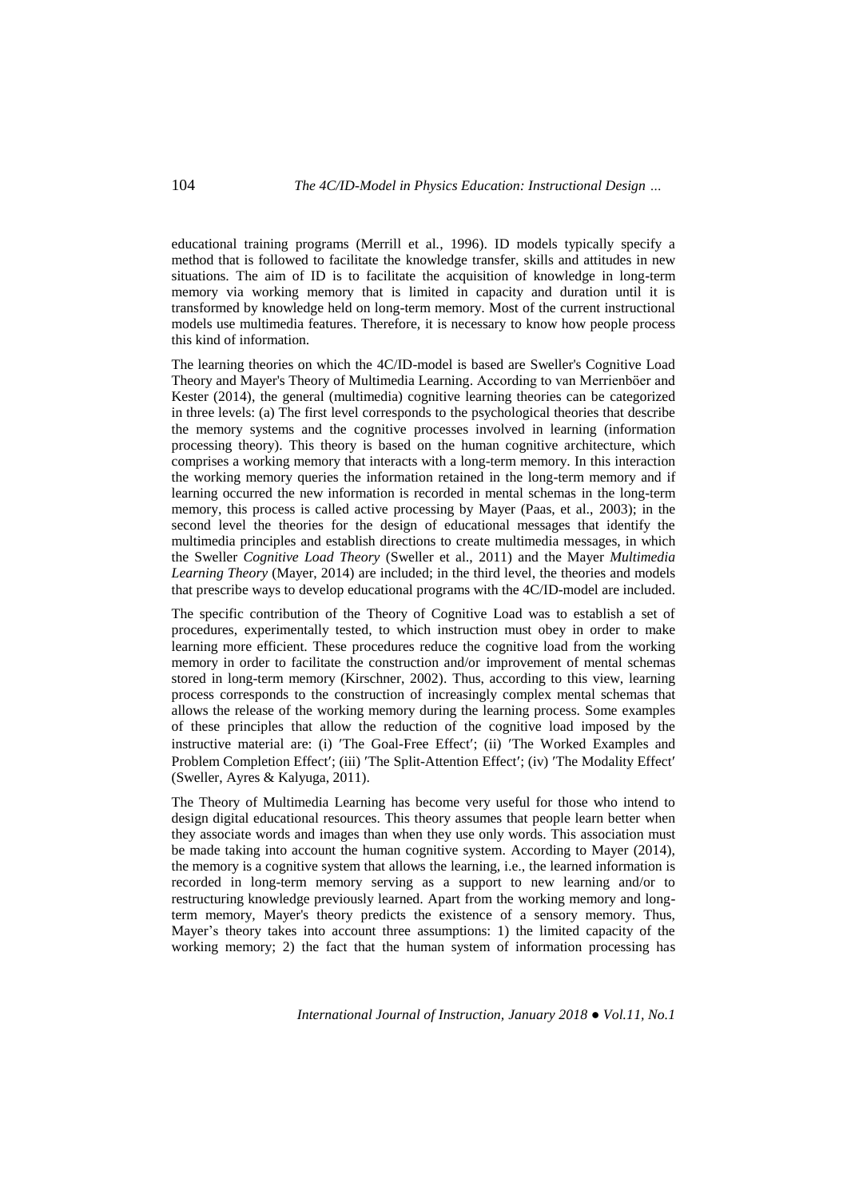educational training programs (Merrill et al., 1996). ID models typically specify a method that is followed to facilitate the knowledge transfer, skills and attitudes in new situations. The aim of ID is to facilitate the acquisition of knowledge in long-term memory via working memory that is limited in capacity and duration until it is transformed by knowledge held on long-term memory. Most of the current instructional models use multimedia features. Therefore, it is necessary to know how people process this kind of information.

The learning theories on which the 4C/ID-model is based are Sweller's Cognitive Load Theory and Mayer's Theory of Multimedia Learning. According to van Merrienböer and Kester (2014), the general (multimedia) cognitive learning theories can be categorized in three levels: (a) The first level corresponds to the psychological theories that describe the memory systems and the cognitive processes involved in learning (information processing theory). This theory is based on the human cognitive architecture, which comprises a working memory that interacts with a long-term memory. In this interaction the working memory queries the information retained in the long-term memory and if learning occurred the new information is recorded in mental schemas in the long-term memory, this process is called active processing by Mayer (Paas, et al., 2003); in the second level the theories for the design of educational messages that identify the multimedia principles and establish directions to create multimedia messages, in which the Sweller *Cognitive Load Theory* (Sweller et al., 2011) and the Mayer *Multimedia Learning Theory* (Mayer, 2014) are included; in the third level, the theories and models that prescribe ways to develop educational programs with the 4C/ID-model are included.

The specific contribution of the Theory of Cognitive Load was to establish a set of procedures, experimentally tested, to which instruction must obey in order to make learning more efficient. These procedures reduce the cognitive load from the working memory in order to facilitate the construction and/or improvement of mental schemas stored in long-term memory (Kirschner, 2002). Thus, according to this view, learning process corresponds to the construction of increasingly complex mental schemas that allows the release of the working memory during the learning process. Some examples of these principles that allow the reduction of the cognitive load imposed by the instructive material are: (i) ′The Goal-Free Effect′; (ii) ′The Worked Examples and Problem Completion Effect′; (iii) ′The Split-Attention Effect′; (iv) ′The Modality Effect′ (Sweller, Ayres & Kalyuga, 2011).

The Theory of Multimedia Learning has become very useful for those who intend to design digital educational resources. This theory assumes that people learn better when they associate words and images than when they use only words. This association must be made taking into account the human cognitive system. According to Mayer (2014), the memory is a cognitive system that allows the learning, i.e., the learned information is recorded in long-term memory serving as a support to new learning and/or to restructuring knowledge previously learned. Apart from the working memory and long-term memory, Mayer's theory predicts the existence of a sensory memory. Thus, Mayer's theory takes into account three assumptions: 1) the limited capacity of the working memory; 2) the fact that the human system of information processing has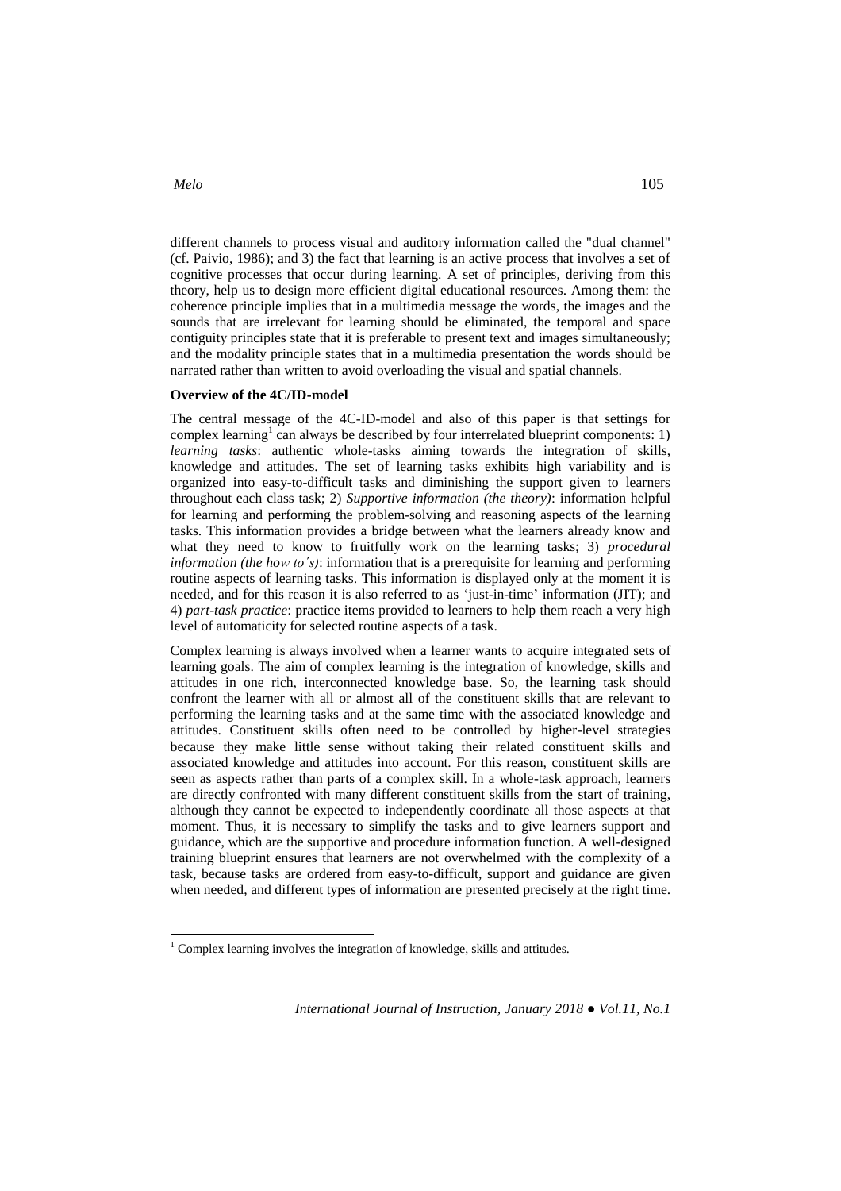different channels to process visual and auditory information called the "dual channel" (cf. Paivio, 1986); and 3) the fact that learning is an active process that involves a set of cognitive processes that occur during learning. A set of principles, deriving from this theory, help us to design more efficient digital educational resources. Among them: the coherence principle implies that in a multimedia message the words, the images and the sounds that are irrelevant for learning should be eliminated, the temporal and space contiguity principles state that it is preferable to present text and images simultaneously; and the modality principle states that in a multimedia presentation the words should be narrated rather than written to avoid overloading the visual and spatial channels.

**Overview of the 4C/ID-model**

The central message of the 4C-ID-model and also of this paper is that settings for complex learning[1] can always be described by four interrelated blueprint components: 1) *learning tasks*: authentic whole-tasks aiming towards the integration of skills, knowledge and attitudes. The set of learning tasks exhibits high variability and is organized into easy-to-difficult tasks and diminishing the support given to learners throughout each class task; 2) *Supportive information (the theory)*: information helpful for learning and performing the problem-solving and reasoning aspects of the learning tasks. This information provides a bridge between what the learners already know and what they need to know to fruitfully work on the learning tasks; 3) *procedural information (the how to´s)*: information that is a prerequisite for learning and performing routine aspects of learning tasks. This information is displayed only at the moment it is needed, and for this reason it is also referred to as 'just-in-time' information (JIT); and 4) *part-task practice*: practice items provided to learners to help them reach a very high level of automaticity for selected routine aspects of a task.

Complex learning is always involved when a learner wants to acquire integrated sets of learning goals. The aim of complex learning is the integration of knowledge, skills and attitudes in one rich, interconnected knowledge base. So, the learning task should confront the learner with all or almost all of the constituent skills that are relevant to performing the learning tasks and at the same time with the associated knowledge and attitudes. Constituent skills often need to be controlled by higher-level strategies because they make little sense without taking their related constituent skills and associated knowledge and attitudes into account. For this reason, constituent skills are seen as aspects rather than parts of a complex skill. In a whole-task approach, learners are directly confronted with many different constituent skills from the start of training, although they cannot be expected to independently coordinate all those aspects at that moment. Thus, it is necessary to simplify the tasks and to give learners support and guidance, which are the supportive and procedure information function. A well-designed training blueprint ensures that learners are not overwhelmed with the complexity of a task, because tasks are ordered from easy-to-difficult, support and guidance are given when needed, and different types of information are presented precisely at the right time.

[1] Complex learning involves the integration of knowledge, skills and attitudes.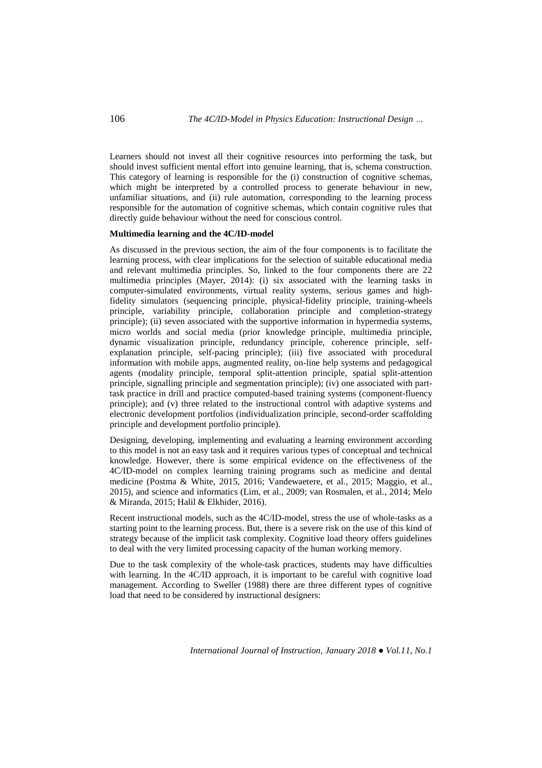Learners should not invest all their cognitive resources into performing the task, but should invest sufficient mental effort into genuine learning, that is, schema construction. This category of learning is responsible for the (i) construction of cognitive schemas, which might be interpreted by a controlled process to generate behaviour in new, unfamiliar situations, and (ii) rule automation, corresponding to the learning process responsible for the automation of cognitive schemas, which contain cognitive rules that directly guide behaviour without the need for conscious control.

**Multimedia learning and the 4C/ID-model**

As discussed in the previous section, the aim of the four components is to facilitate the learning process, with clear implications for the selection of suitable educational media and relevant multimedia principles. So, linked to the four components there are 22 multimedia principles (Mayer, 2014): (i) six associated with the learning tasks in computer-simulated environments, virtual reality systems, serious games and high-fidelity simulators (sequencing principle, physical-fidelity principle, training-wheels principle, variability principle, collaboration principle and completion-strategy principle); (ii) seven associated with the supportive information in hypermedia systems, micro worlds and social media (prior knowledge principle, multimedia principle, dynamic visualization principle, redundancy principle, coherence principle, self-explanation principle, self-pacing principle); (iii) five associated with procedural information with mobile apps, augmented reality, on-line help systems and pedagogical agents (modality principle, temporal split-attention principle, spatial split-attention principle, signalling principle and segmentation principle); (iv) one associated with part-task practice in drill and practice computed-based training systems (component-fluency principle); and (v) three related to the instructional control with adaptive systems and electronic development portfolios (individualization principle, second-order scaffolding principle and development portfolio principle).

Designing, developing, implementing and evaluating a learning environment according to this model is not an easy task and it requires various types of conceptual and technical knowledge. However, there is some empirical evidence on the effectiveness of the 4C/ID-model on complex learning training programs such as medicine and dental medicine (Postma & White, 2015, 2016; Vandewaetere, et al., 2015; Maggio, et al., 2015), and science and informatics (Lim, et al., 2009; van Rosmalen, et al., 2014; Melo & Miranda, 2015; Halil & Elkhider, 2016).

Recent instructional models, such as the 4C/ID-model, stress the use of whole-tasks as a starting point to the learning process. But, there is a severe risk on the use of this kind of strategy because of the implicit task complexity. Cognitive load theory offers guidelines to deal with the very limited processing capacity of the human working memory.

Due to the task complexity of the whole-task practices, students may have difficulties with learning. In the 4C/ID approach, it is important to be careful with cognitive load management. According to Sweller (1988) there are three different types of cognitive load that need to be considered by instructional designers: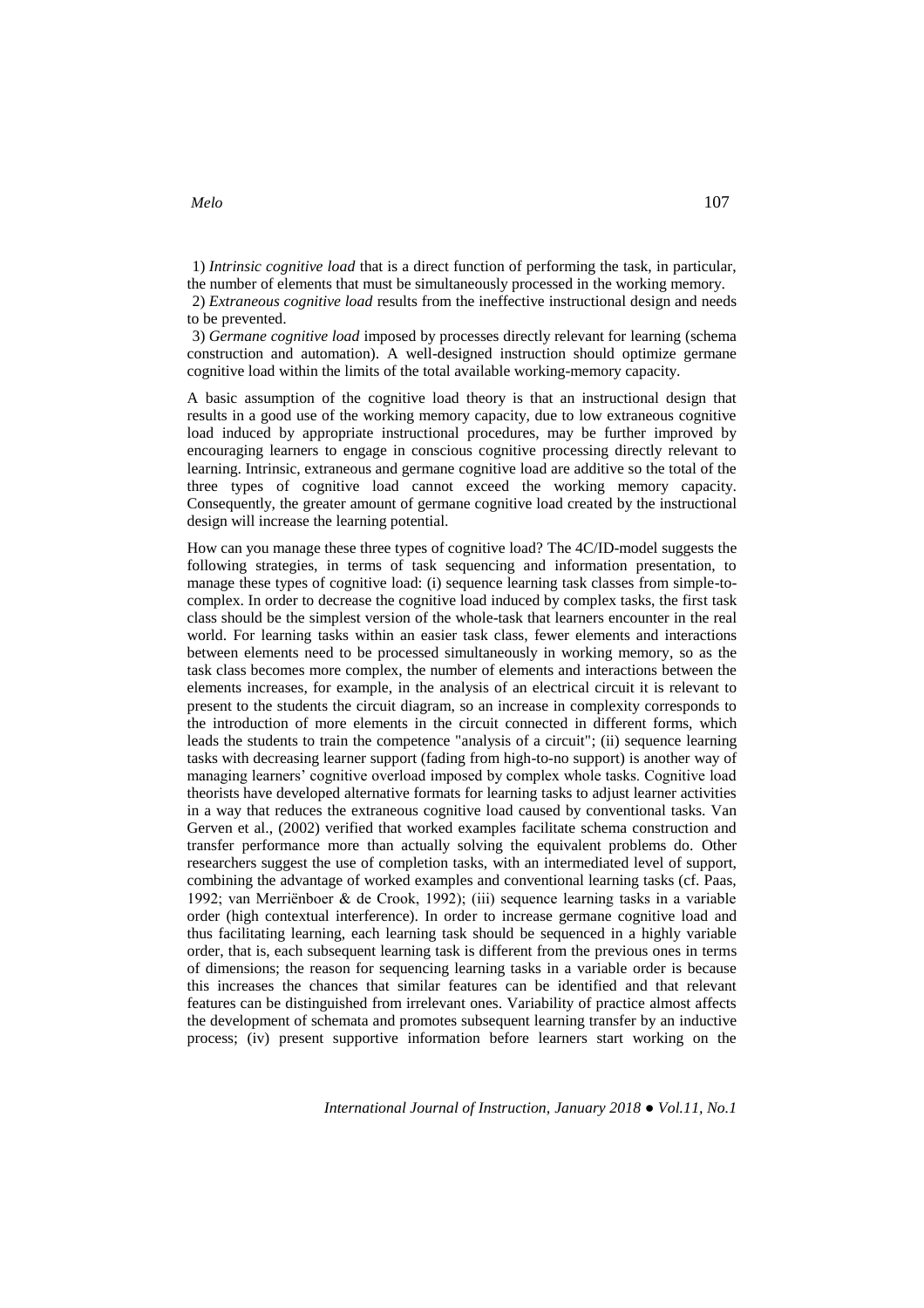1) *Intrinsic cognitive load* that is a direct function of performing the task, in particular, the number of elements that must be simultaneously processed in the working memory.

2) *Extraneous cognitive load* results from the ineffective instructional design and needs to be prevented.

3) *Germane cognitive load* imposed by processes directly relevant for learning (schema construction and automation). A well-designed instruction should optimize germane cognitive load within the limits of the total available working-memory capacity.

A basic assumption of the cognitive load theory is that an instructional design that results in a good use of the working memory capacity, due to low extraneous cognitive load induced by appropriate instructional procedures, may be further improved by encouraging learners to engage in conscious cognitive processing directly relevant to learning. Intrinsic, extraneous and germane cognitive load are additive so the total of the three types of cognitive load cannot exceed the working memory capacity. Consequently, the greater amount of germane cognitive load created by the instructional design will increase the learning potential.

How can you manage these three types of cognitive load? The 4C/ID-model suggests the following strategies, in terms of task sequencing and information presentation, to manage these types of cognitive load: (i) sequence learning task classes from simple-to-complex. In order to decrease the cognitive load induced by complex tasks, the first task class should be the simplest version of the whole-task that learners encounter in the real world. For learning tasks within an easier task class, fewer elements and interactions between elements need to be processed simultaneously in working memory, so as the task class becomes more complex, the number of elements and interactions between the elements increases, for example, in the analysis of an electrical circuit it is relevant to present to the students the circuit diagram, so an increase in complexity corresponds to the introduction of more elements in the circuit connected in different forms, which leads the students to train the competence "analysis of a circuit"; (ii) sequence learning tasks with decreasing learner support (fading from high-to-no support) is another way of managing learners' cognitive overload imposed by complex whole tasks. Cognitive load theorists have developed alternative formats for learning tasks to adjust learner activities in a way that reduces the extraneous cognitive load caused by conventional tasks. Van Gerven et al., (2002) verified that worked examples facilitate schema construction and transfer performance more than actually solving the equivalent problems do. Other researchers suggest the use of completion tasks, with an intermediated level of support, combining the advantage of worked examples and conventional learning tasks (cf. Paas, 1992; van Merriënboer & de Crook, 1992); (iii) sequence learning tasks in a variable order (high contextual interference). In order to increase germane cognitive load and thus facilitating learning, each learning task should be sequenced in a highly variable order, that is, each subsequent learning task is different from the previous ones in terms of dimensions; the reason for sequencing learning tasks in a variable order is because this increases the chances that similar features can be identified and that relevant features can be distinguished from irrelevant ones. Variability of practice almost affects the development of schemata and promotes subsequent learning transfer by an inductive process; (iv) present supportive information before learners start working on the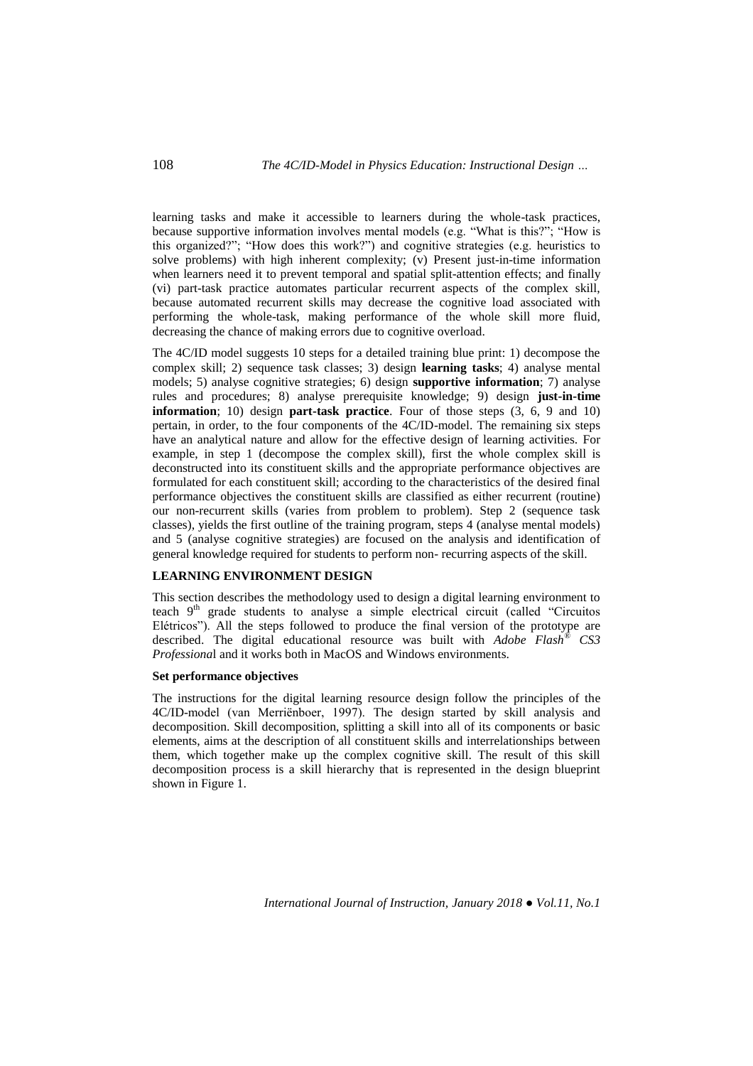learning tasks and make it accessible to learners during the whole-task practices, because supportive information involves mental models (e.g. "What is this?"; "How is this organized?"; "How does this work?") and cognitive strategies (e.g. heuristics to solve problems) with high inherent complexity; (v) Present just-in-time information when learners need it to prevent temporal and spatial split-attention effects; and finally (vi) part-task practice automates particular recurrent aspects of the complex skill, because automated recurrent skills may decrease the cognitive load associated with performing the whole-task, making performance of the whole skill more fluid, decreasing the chance of making errors due to cognitive overload.

The 4C/ID model suggests 10 steps for a detailed training blue print: 1) decompose the complex skill; 2) sequence task classes; 3) design **learning tasks**; 4) analyse mental models; 5) analyse cognitive strategies; 6) design **supportive information**; 7) analyse rules and procedures; 8) analyse prerequisite knowledge; 9) design **just-in-time information**; 10) design **part-task practice**. Four of those steps (3, 6, 9 and 10) pertain, in order, to the four components of the 4C/ID-model. The remaining six steps have an analytical nature and allow for the effective design of learning activities. For example, in step 1 (decompose the complex skill), first the whole complex skill is deconstructed into its constituent skills and the appropriate performance objectives are formulated for each constituent skill; according to the characteristics of the desired final performance objectives the constituent skills are classified as either recurrent (routine) our non-recurrent skills (varies from problem to problem). Step 2 (sequence task classes), yields the first outline of the training program, steps 4 (analyse mental models) and 5 (analyse cognitive strategies) are focused on the analysis and identification of general knowledge required for students to perform non- recurring aspects of the skill.

## LEARNING ENVIRONMENT DESIGN

This section describes the methodology used to design a digital learning environment to teach 9th grade students to analyse a simple electrical circuit (called "Circuitos Elétricos"). All the steps followed to produce the final version of the prototype are described. The digital educational resource was built with *Adobe Flash® CS3 Professional* and it works both in MacOS and Windows environments.

### Set performance objectives

The instructions for the digital learning resource design follow the principles of the 4C/ID-model (van Merriënboer, 1997). The design started by skill analysis and decomposition. Skill decomposition, splitting a skill into all of its components or basic elements, aims at the description of all constituent skills and interrelationships between them, which together make up the complex cognitive skill. The result of this skill decomposition process is a skill hierarchy that is represented in the design blueprint shown in Figure 1.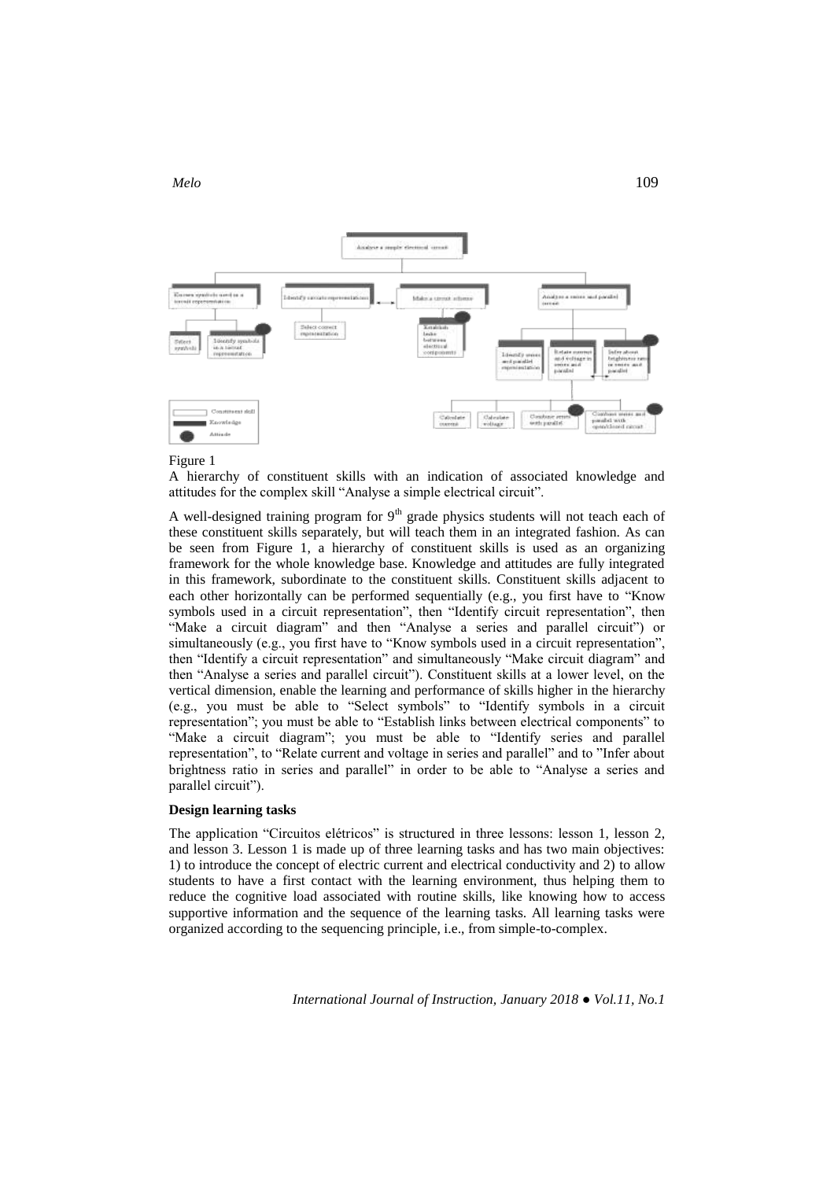Figure 1

A hierarchy of constituent skills with an indication of associated knowledge and attitudes for the complex skill "Analyse a simple electrical circuit".

A well-designed training program for 9[th] grade physics students will not teach each of these constituent skills separately, but will teach them in an integrated fashion. As can be seen from Figure 1, a hierarchy of constituent skills is used as an organizing framework for the whole knowledge base. Knowledge and attitudes are fully integrated in this framework, subordinate to the constituent skills. Constituent skills adjacent to each other horizontally can be performed sequentially (e.g., you first have to "Know symbols used in a circuit representation", then "Identify circuit representation", then "Make a circuit diagram" and then "Analyse a series and parallel circuit") or simultaneously (e.g., you first have to "Know symbols used in a circuit representation", then "Identify a circuit representation" and simultaneously "Make circuit diagram" and then "Analyse a series and parallel circuit"). Constituent skills at a lower level, on the vertical dimension, enable the learning and performance of skills higher in the hierarchy (e.g., you must be able to "Select symbols" to "Identify symbols in a circuit representation"; you must be able to "Establish links between electrical components" to "Make a circuit diagram"; you must be able to "Identify series and parallel representation", to "Relate current and voltage in series and parallel" and to "Infer about brightness ratio in series and parallel" in order to be able to "Analyse a series and parallel circuit").

**Design learning tasks**

The application "Circuitos elétricos" is structured in three lessons: lesson 1, lesson 2, and lesson 3. Lesson 1 is made up of three learning tasks and has two main objectives: 1) to introduce the concept of electric current and electrical conductivity and 2) to allow students to have a first contact with the learning environment, thus helping them to reduce the cognitive load associated with routine skills, like knowing how to access supportive information and the sequence of the learning tasks. All learning tasks were organized according to the sequencing principle, i.e., from simple-to-complex.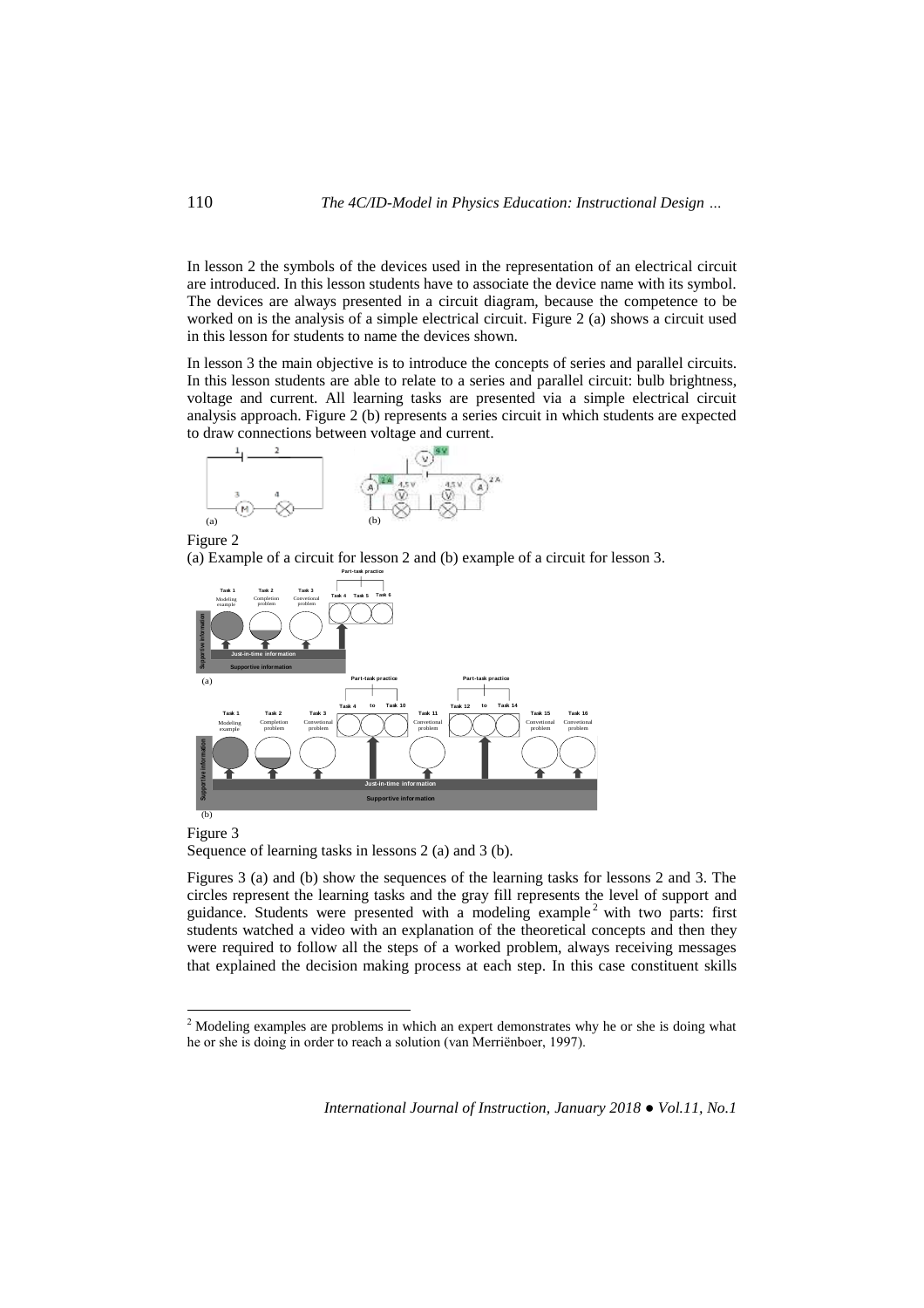In lesson 2 the symbols of the devices used in the representation of an electrical circuit are introduced. In this lesson students have to associate the device name with its symbol. The devices are always presented in a circuit diagram, because the competence to be worked on is the analysis of a simple electrical circuit. Figure 2 (a) shows a circuit used in this lesson for students to name the devices shown.

In lesson 3 the main objective is to introduce the concepts of series and parallel circuits. In this lesson students are able to relate to a series and parallel circuit: bulb brightness, voltage and current. All learning tasks are presented via a simple electrical circuit analysis approach. Figure 2 (b) represents a series circuit in which students are expected to draw connections between voltage and current.

Figure 2

(a) Example of a circuit for lesson 2 and (b) example of a circuit for lesson 3.

Figure 3

Sequence of learning tasks in lessons 2 (a) and 3 (b).

Figures 3 (a) and (b) show the sequences of the learning tasks for lessons 2 and 3. The circles represent the learning tasks and the gray fill represents the level of support and guidance. Students were presented with a modeling example[2] with two parts: first students watched a video with an explanation of the theoretical concepts and then they were required to follow all the steps of a worked problem, always receiving messages that explained the decision making process at each step. In this case constituent skills

[2] Modeling examples are problems in which an expert demonstrates why he or she is doing what he or she is doing in order to reach a solution (van Merriënboer, 1997).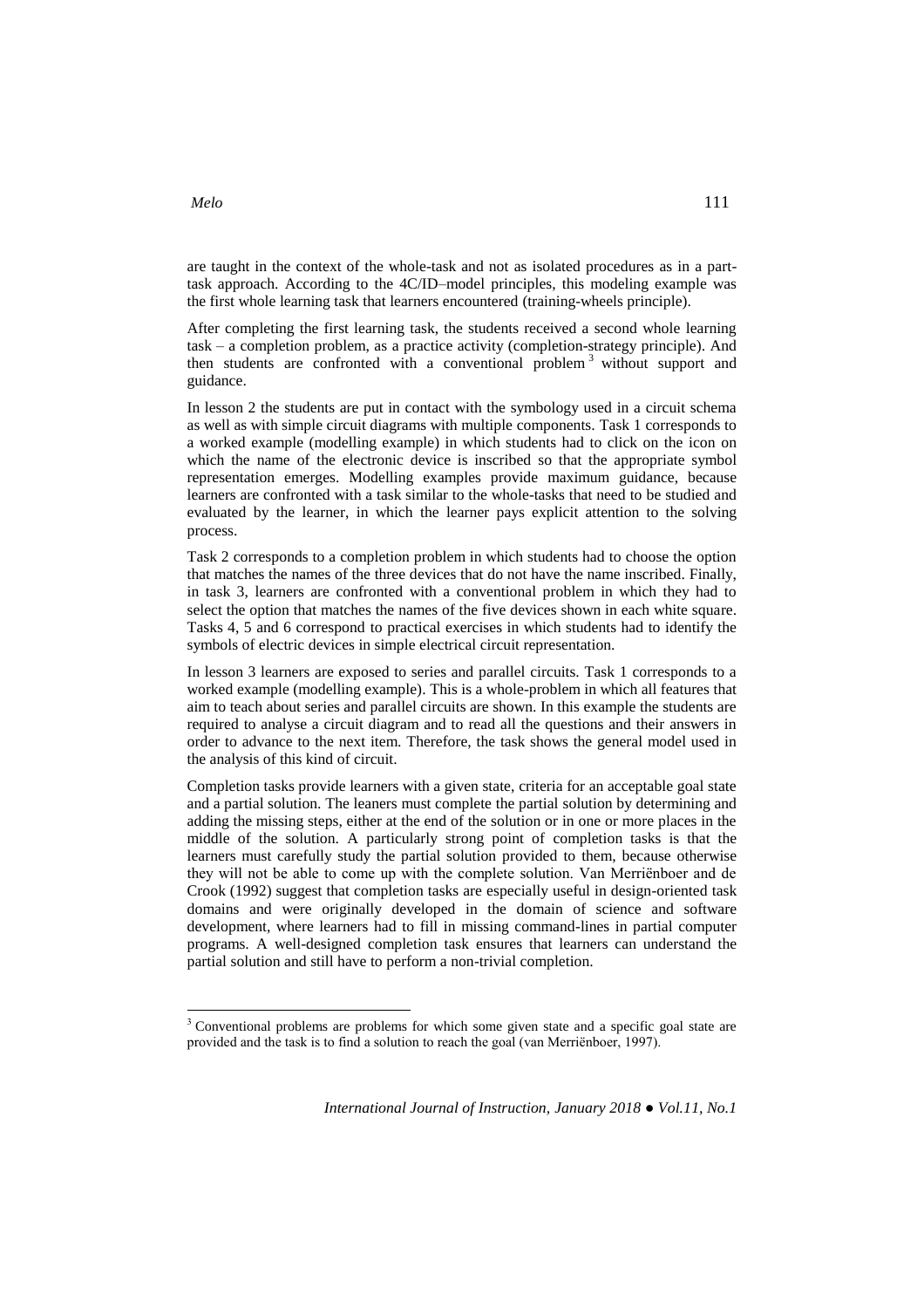are taught in the context of the whole-task and not as isolated procedures as in a part-task approach. According to the 4C/ID–model principles, this modeling example was the first whole learning task that learners encountered (training-wheels principle).

After completing the first learning task, the students received a second whole learning task – a completion problem, as a practice activity (completion-strategy principle). And then students are confronted with a conventional problem [3] without support and guidance.

In lesson 2 the students are put in contact with the symbology used in a circuit schema as well as with simple circuit diagrams with multiple components. Task 1 corresponds to a worked example (modelling example) in which students had to click on the icon on which the name of the electronic device is inscribed so that the appropriate symbol representation emerges. Modelling examples provide maximum guidance, because learners are confronted with a task similar to the whole-tasks that need to be studied and evaluated by the learner, in which the learner pays explicit attention to the solving process.

Task 2 corresponds to a completion problem in which students had to choose the option that matches the names of the three devices that do not have the name inscribed. Finally, in task 3, learners are confronted with a conventional problem in which they had to select the option that matches the names of the five devices shown in each white square. Tasks 4, 5 and 6 correspond to practical exercises in which students had to identify the symbols of electric devices in simple electrical circuit representation.

In lesson 3 learners are exposed to series and parallel circuits. Task 1 corresponds to a worked example (modelling example). This is a whole-problem in which all features that aim to teach about series and parallel circuits are shown. In this example the students are required to analyse a circuit diagram and to read all the questions and their answers in order to advance to the next item. Therefore, the task shows the general model used in the analysis of this kind of circuit.

Completion tasks provide learners with a given state, criteria for an acceptable goal state and a partial solution. The leaners must complete the partial solution by determining and adding the missing steps, either at the end of the solution or in one or more places in the middle of the solution. A particularly strong point of completion tasks is that the learners must carefully study the partial solution provided to them, because otherwise they will not be able to come up with the complete solution. Van Merriënboer and de Crook (1992) suggest that completion tasks are especially useful in design-oriented task domains and were originally developed in the domain of science and software development, where learners had to fill in missing command-lines in partial computer programs. A well-designed completion task ensures that learners can understand the partial solution and still have to perform a non-trivial completion.

---

[3] Conventional problems are problems for which some given state and a specific goal state are provided and the task is to find a solution to reach the goal (van Merriënboer, 1997).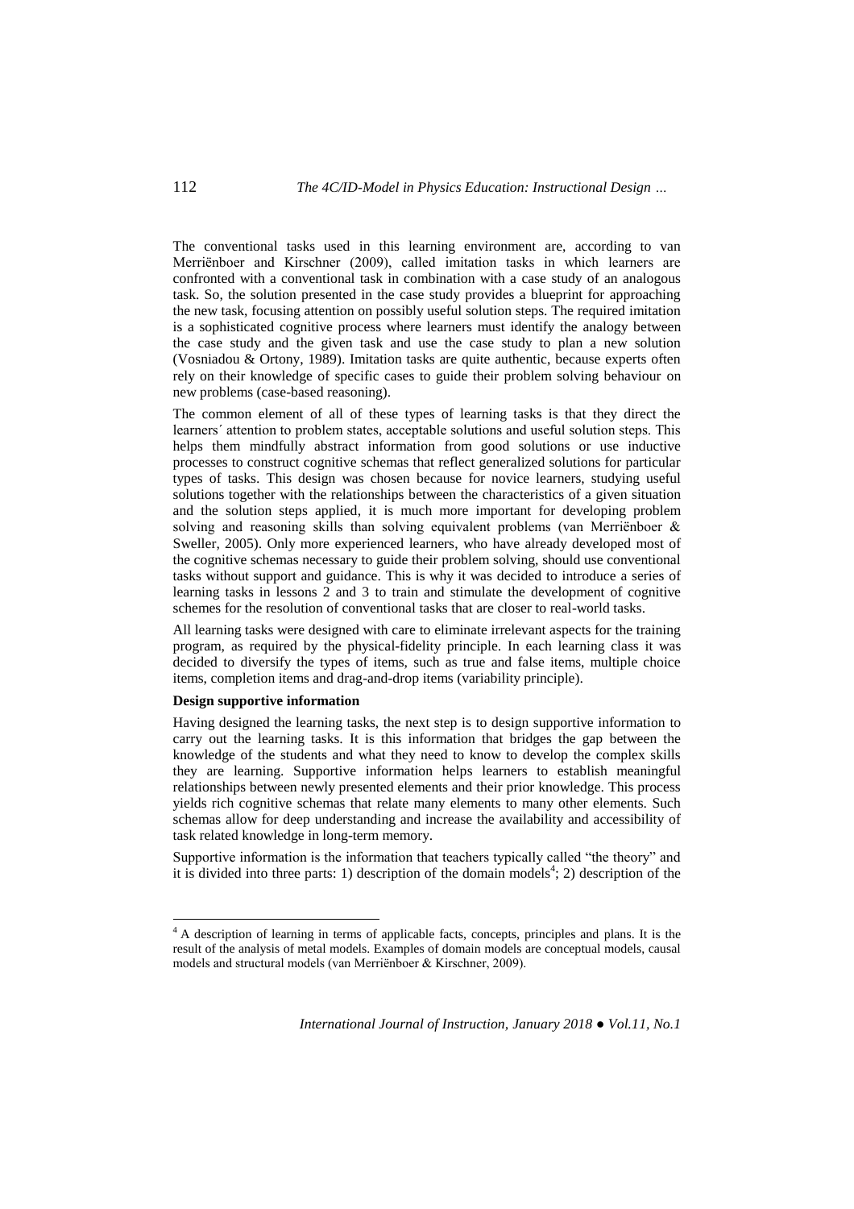The conventional tasks used in this learning environment are, according to van Merriënboer and Kirschner (2009), called imitation tasks in which learners are confronted with a conventional task in combination with a case study of an analogous task. So, the solution presented in the case study provides a blueprint for approaching the new task, focusing attention on possibly useful solution steps. The required imitation is a sophisticated cognitive process where learners must identify the analogy between the case study and the given task and use the case study to plan a new solution (Vosniadou & Ortony, 1989). Imitation tasks are quite authentic, because experts often rely on their knowledge of specific cases to guide their problem solving behaviour on new problems (case-based reasoning).

The common element of all of these types of learning tasks is that they direct the learners´ attention to problem states, acceptable solutions and useful solution steps. This helps them mindfully abstract information from good solutions or use inductive processes to construct cognitive schemas that reflect generalized solutions for particular types of tasks. This design was chosen because for novice learners, studying useful solutions together with the relationships between the characteristics of a given situation and the solution steps applied, it is much more important for developing problem solving and reasoning skills than solving equivalent problems (van Merriënboer & Sweller, 2005). Only more experienced learners, who have already developed most of the cognitive schemas necessary to guide their problem solving, should use conventional tasks without support and guidance. This is why it was decided to introduce a series of learning tasks in lessons 2 and 3 to train and stimulate the development of cognitive schemes for the resolution of conventional tasks that are closer to real-world tasks.

All learning tasks were designed with care to eliminate irrelevant aspects for the training program, as required by the physical-fidelity principle. In each learning class it was decided to diversify the types of items, such as true and false items, multiple choice items, completion items and drag-and-drop items (variability principle).

**Design supportive information**

Having designed the learning tasks, the next step is to design supportive information to carry out the learning tasks. It is this information that bridges the gap between the knowledge of the students and what they need to know to develop the complex skills they are learning. Supportive information helps learners to establish meaningful relationships between newly presented elements and their prior knowledge. This process yields rich cognitive schemas that relate many elements to many other elements. Such schemas allow for deep understanding and increase the availability and accessibility of task related knowledge in long-term memory.

Supportive information is the information that teachers typically called "the theory" and it is divided into three parts: 1) description of the domain models[4]; 2) description of the

[4] A description of learning in terms of applicable facts, concepts, principles and plans. It is the result of the analysis of metal models. Examples of domain models are conceptual models, causal models and structural models (van Merriënboer & Kirschner, 2009).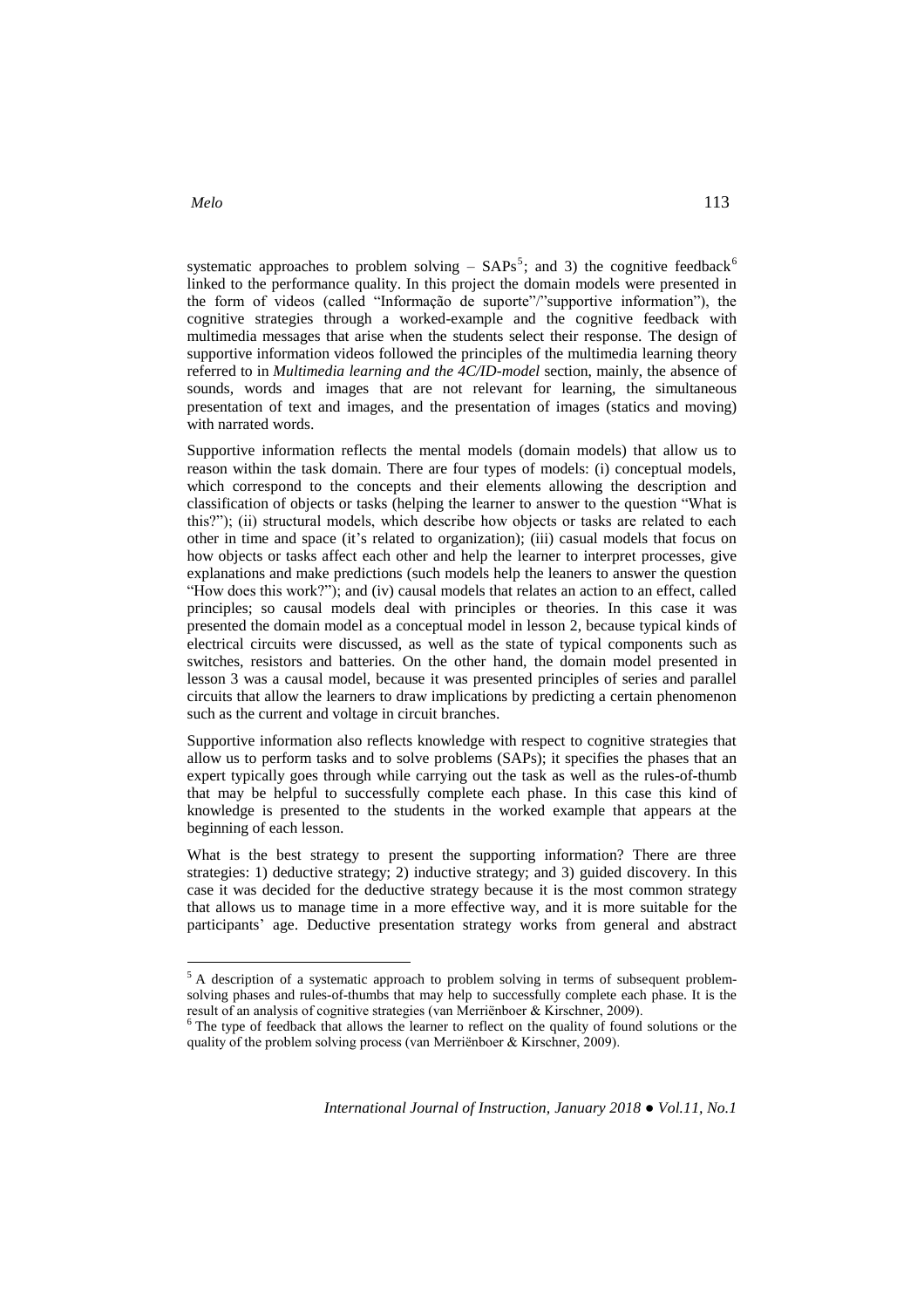systematic approaches to problem solving – SAPs[5]; and 3) the cognitive feedback[6] linked to the performance quality. In this project the domain models were presented in the form of videos (called "Informação de suporte"/"supportive information"), the cognitive strategies through a worked-example and the cognitive feedback with multimedia messages that arise when the students select their response. The design of supportive information videos followed the principles of the multimedia learning theory referred to in *Multimedia learning and the 4C/ID-model* section, mainly, the absence of sounds, words and images that are not relevant for learning, the simultaneous presentation of text and images, and the presentation of images (statics and moving) with narrated words.

Supportive information reflects the mental models (domain models) that allow us to reason within the task domain. There are four types of models: (i) conceptual models, which correspond to the concepts and their elements allowing the description and classification of objects or tasks (helping the learner to answer to the question "What is this?"); (ii) structural models, which describe how objects or tasks are related to each other in time and space (it's related to organization); (iii) casual models that focus on how objects or tasks affect each other and help the learner to interpret processes, give explanations and make predictions (such models help the leaners to answer the question "How does this work?"); and (iv) causal models that relates an action to an effect, called principles; so causal models deal with principles or theories. In this case it was presented the domain model as a conceptual model in lesson 2, because typical kinds of electrical circuits were discussed, as well as the state of typical components such as switches, resistors and batteries. On the other hand, the domain model presented in lesson 3 was a causal model, because it was presented principles of series and parallel circuits that allow the learners to draw implications by predicting a certain phenomenon such as the current and voltage in circuit branches.

Supportive information also reflects knowledge with respect to cognitive strategies that allow us to perform tasks and to solve problems (SAPs); it specifies the phases that an expert typically goes through while carrying out the task as well as the rules-of-thumb that may be helpful to successfully complete each phase. In this case this kind of knowledge is presented to the students in the worked example that appears at the beginning of each lesson.

What is the best strategy to present the supporting information? There are three strategies: 1) deductive strategy; 2) inductive strategy; and 3) guided discovery. In this case it was decided for the deductive strategy because it is the most common strategy that allows us to manage time in a more effective way, and it is more suitable for the participants' age. Deductive presentation strategy works from general and abstract

---

[5] A description of a systematic approach to problem solving in terms of subsequent problem-solving phases and rules-of-thumbs that may help to successfully complete each phase. It is the result of an analysis of cognitive strategies (van Merriënboer & Kirschner, 2009).

[6] The type of feedback that allows the learner to reflect on the quality of found solutions or the quality of the problem solving process (van Merriënboer & Kirschner, 2009).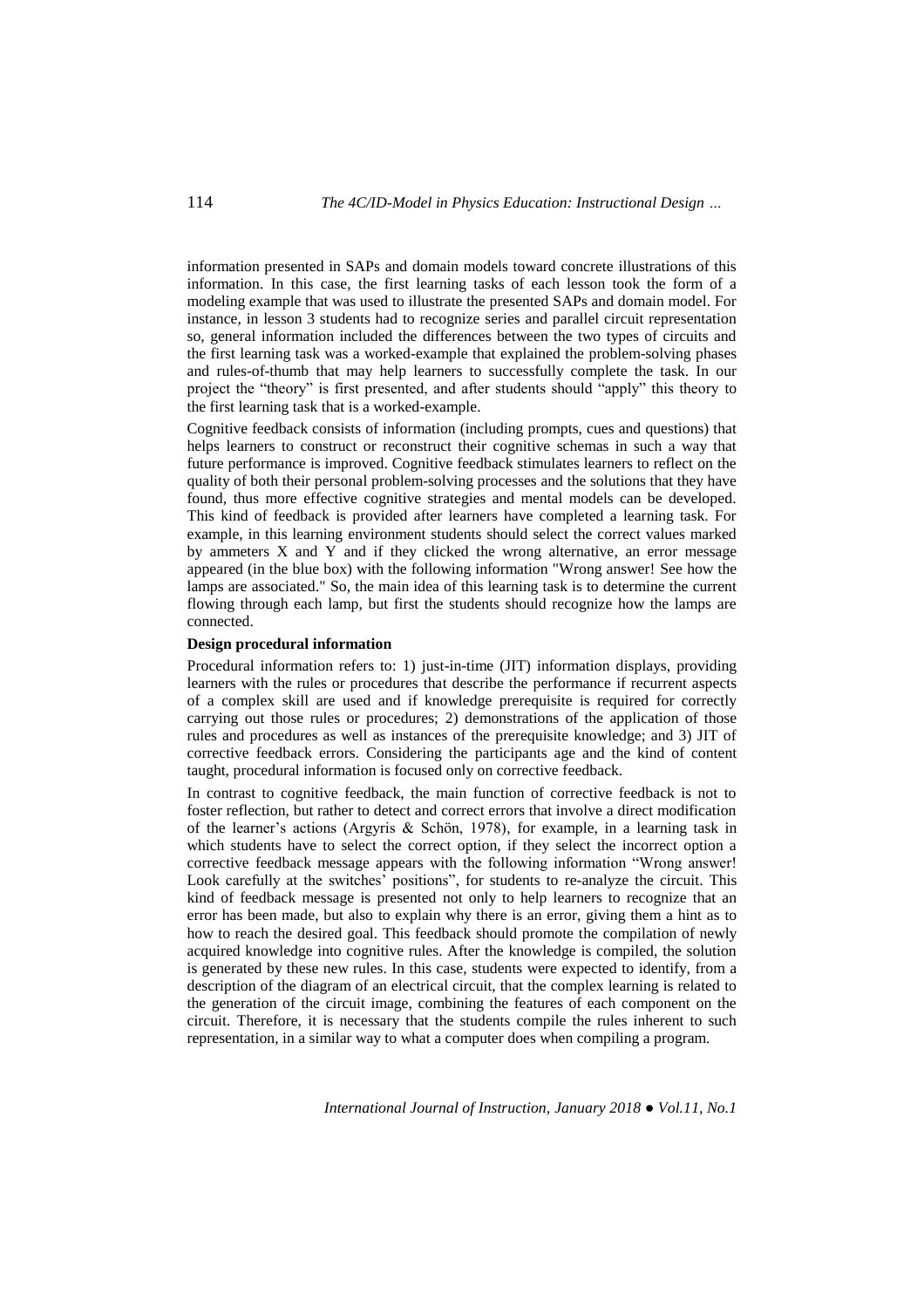information presented in SAPs and domain models toward concrete illustrations of this information. In this case, the first learning tasks of each lesson took the form of a modeling example that was used to illustrate the presented SAPs and domain model. For instance, in lesson 3 students had to recognize series and parallel circuit representation so, general information included the differences between the two types of circuits and the first learning task was a worked-example that explained the problem-solving phases and rules-of-thumb that may help learners to successfully complete the task. In our project the "theory" is first presented, and after students should "apply" this theory to the first learning task that is a worked-example.

Cognitive feedback consists of information (including prompts, cues and questions) that helps learners to construct or reconstruct their cognitive schemas in such a way that future performance is improved. Cognitive feedback stimulates learners to reflect on the quality of both their personal problem-solving processes and the solutions that they have found, thus more effective cognitive strategies and mental models can be developed. This kind of feedback is provided after learners have completed a learning task. For example, in this learning environment students should select the correct values marked by ammeters X and Y and if they clicked the wrong alternative, an error message appeared (in the blue box) with the following information "Wrong answer! See how the lamps are associated." So, the main idea of this learning task is to determine the current flowing through each lamp, but first the students should recognize how the lamps are connected.

**Design procedural information**

Procedural information refers to: 1) just-in-time (JIT) information displays, providing learners with the rules or procedures that describe the performance if recurrent aspects of a complex skill are used and if knowledge prerequisite is required for correctly carrying out those rules or procedures; 2) demonstrations of the application of those rules and procedures as well as instances of the prerequisite knowledge; and 3) JIT of corrective feedback errors. Considering the participants age and the kind of content taught, procedural information is focused only on corrective feedback.

In contrast to cognitive feedback, the main function of corrective feedback is not to foster reflection, but rather to detect and correct errors that involve a direct modification of the learner's actions (Argyris & Schön, 1978), for example, in a learning task in which students have to select the correct option, if they select the incorrect option a corrective feedback message appears with the following information "Wrong answer! Look carefully at the switches' positions", for students to re-analyze the circuit. This kind of feedback message is presented not only to help learners to recognize that an error has been made, but also to explain why there is an error, giving them a hint as to how to reach the desired goal. This feedback should promote the compilation of newly acquired knowledge into cognitive rules. After the knowledge is compiled, the solution is generated by these new rules. In this case, students were expected to identify, from a description of the diagram of an electrical circuit, that the complex learning is related to the generation of the circuit image, combining the features of each component on the circuit. Therefore, it is necessary that the students compile the rules inherent to such representation, in a similar way to what a computer does when compiling a program.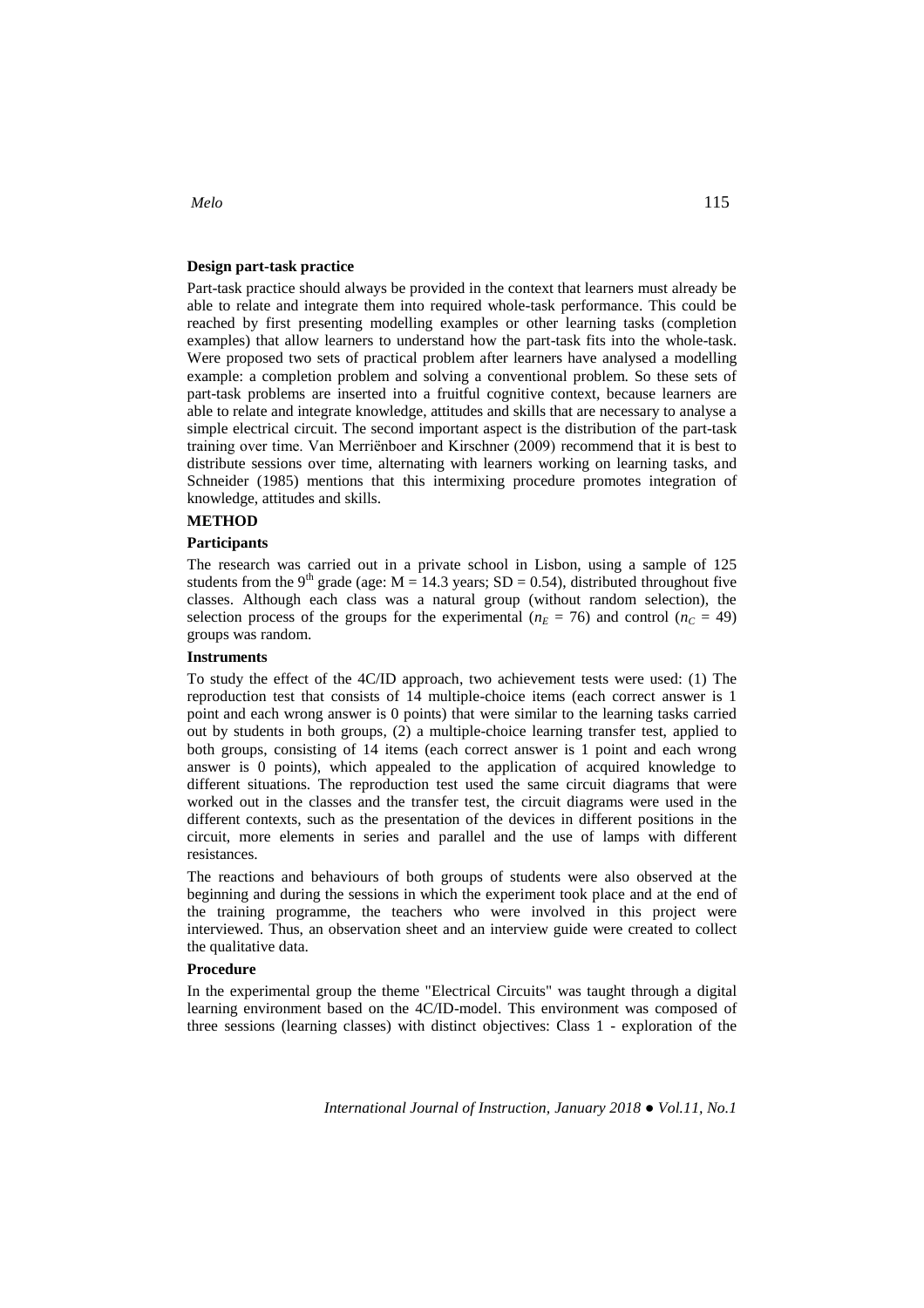### Design part-task practice

Part-task practice should always be provided in the context that learners must already be able to relate and integrate them into required whole-task performance. This could be reached by first presenting modelling examples or other learning tasks (completion examples) that allow learners to understand how the part-task fits into the whole-task. Were proposed two sets of practical problem after learners have analysed a modelling example: a completion problem and solving a conventional problem. So these sets of part-task problems are inserted into a fruitful cognitive context, because learners are able to relate and integrate knowledge, attitudes and skills that are necessary to analyse a simple electrical circuit. The second important aspect is the distribution of the part-task training over time. Van Merriënboer and Kirschner (2009) recommend that it is best to distribute sessions over time, alternating with learners working on learning tasks, and Schneider (1985) mentions that this intermixing procedure promotes integration of knowledge, attitudes and skills.

## METHOD

### Participants

The research was carried out in a private school in Lisbon, using a sample of 125 students from the 9th grade (age: $M = 14.3$ years; $SD = 0.54$), distributed throughout five classes. Although each class was a natural group (without random selection), the selection process of the groups for the experimental ($n_E = 76$) and control ($n_C = 49$) groups was random.

### Instruments

To study the effect of the 4C/ID approach, two achievement tests were used: (1) The reproduction test that consists of 14 multiple-choice items (each correct answer is 1 point and each wrong answer is 0 points) that were similar to the learning tasks carried out by students in both groups, (2) a multiple-choice learning transfer test, applied to both groups, consisting of 14 items (each correct answer is 1 point and each wrong answer is 0 points), which appealed to the application of acquired knowledge to different situations. The reproduction test used the same circuit diagrams that were worked out in the classes and the transfer test, the circuit diagrams were used in the different contexts, such as the presentation of the devices in different positions in the circuit, more elements in series and parallel and the use of lamps with different resistances.

The reactions and behaviours of both groups of students were also observed at the beginning and during the sessions in which the experiment took place and at the end of the training programme, the teachers who were involved in this project were interviewed. Thus, an observation sheet and an interview guide were created to collect the qualitative data.

### Procedure

In the experimental group the theme "Electrical Circuits" was taught through a digital learning environment based on the 4C/ID-model. This environment was composed of three sessions (learning classes) with distinct objectives: Class 1 - exploration of the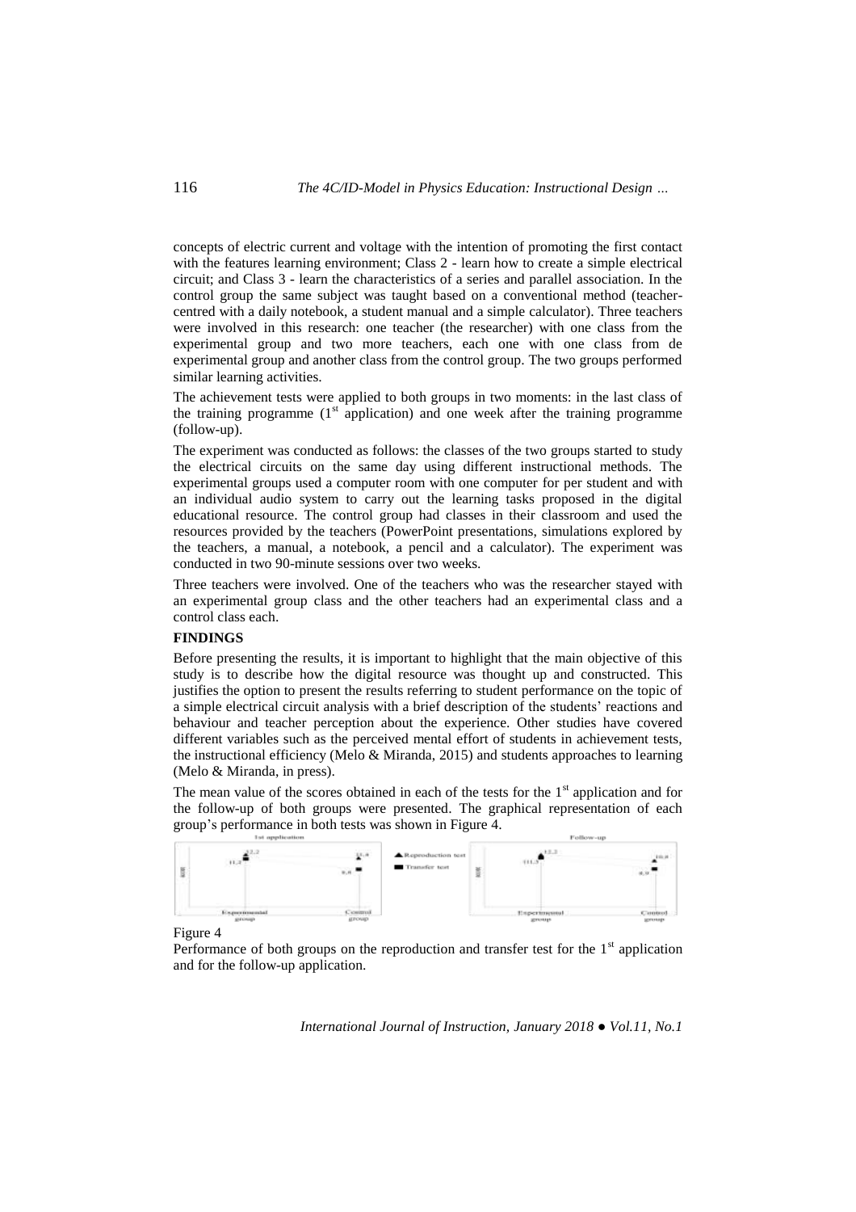concepts of electric current and voltage with the intention of promoting the first contact with the features learning environment; Class 2 - learn how to create a simple electrical circuit; and Class 3 - learn the characteristics of a series and parallel association. In the control group the same subject was taught based on a conventional method (teacher-centred with a daily notebook, a student manual and a simple calculator). Three teachers were involved in this research: one teacher (the researcher) with one class from the experimental group and two more teachers, each one with one class from de experimental group and another class from the control group. The two groups performed similar learning activities.

The achievement tests were applied to both groups in two moments: in the last class of the training programme (1st application) and one week after the training programme (follow-up).

The experiment was conducted as follows: the classes of the two groups started to study the electrical circuits on the same day using different instructional methods. The experimental groups used a computer room with one computer for per student and with an individual audio system to carry out the learning tasks proposed in the digital educational resource. The control group had classes in their classroom and used the resources provided by the teachers (PowerPoint presentations, simulations explored by the teachers, a manual, a notebook, a pencil and a calculator). The experiment was conducted in two 90-minute sessions over two weeks.

Three teachers were involved. One of the teachers who was the researcher stayed with an experimental group class and the other teachers had an experimental class and a control class each.

## FINDINGS

Before presenting the results, it is important to highlight that the main objective of this study is to describe how the digital resource was thought up and constructed. This justifies the option to present the results referring to student performance on the topic of a simple electrical circuit analysis with a brief description of the students' reactions and behaviour and teacher perception about the experience. Other studies have covered different variables such as the perceived mental effort of students in achievement tests, the instructional efficiency (Melo & Miranda, 2015) and students approaches to learning (Melo & Miranda, in press).

The mean value of the scores obtained in each of the tests for the 1st application and for the follow-up of both groups were presented. The graphical representation of each group's performance in both tests was shown in Figure 4.

1st application

12,2
11,3
11,4
9,8
Experimental group
Control group

Reproduction test
Transfer test

Follow-up

12,2
11,3
10,8
8,9
Experimental group
Control group

Figure 4

Performance of both groups on the reproduction and transfer test for the 1st application and for the follow-up application.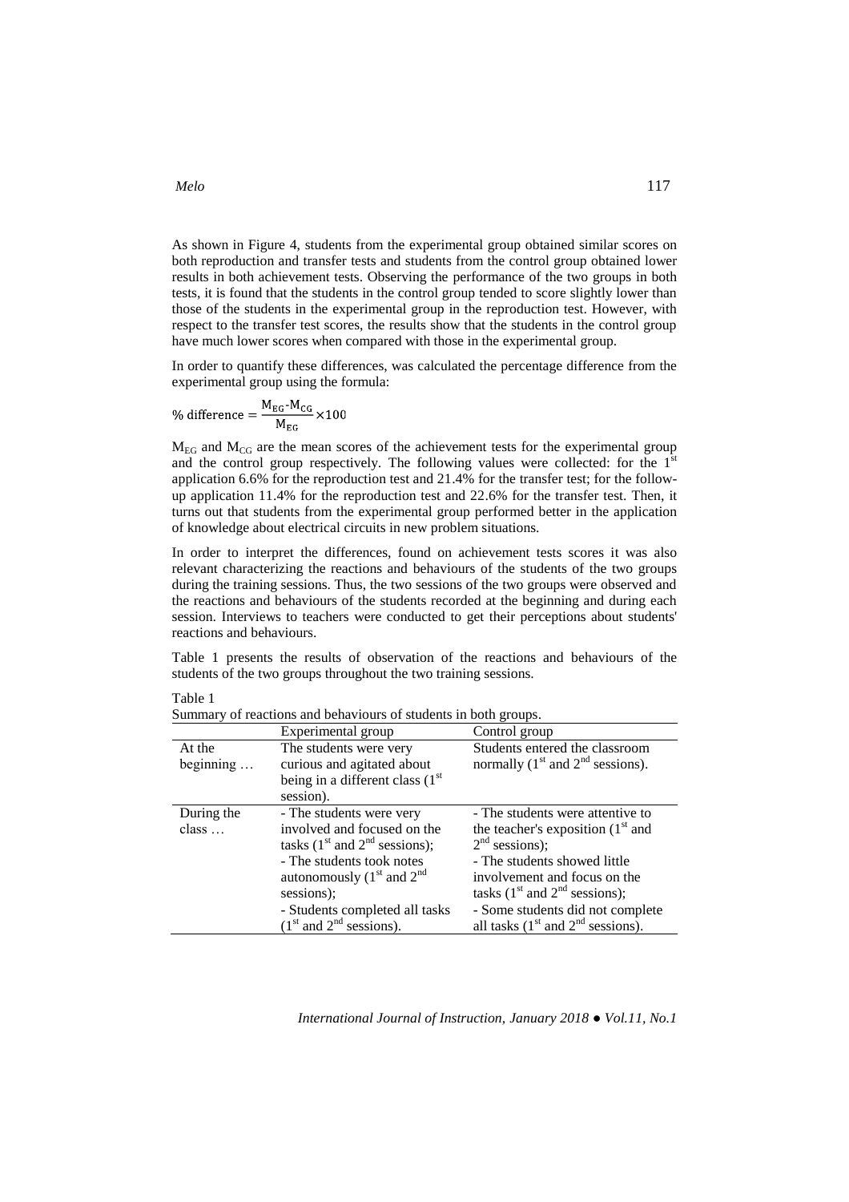As shown in Figure 4, students from the experimental group obtained similar scores on both reproduction and transfer tests and students from the control group obtained lower results in both achievement tests. Observing the performance of the two groups in both tests, it is found that the students in the control group tended to score slightly lower than those of the students in the experimental group in the reproduction test. However, with respect to the transfer test scores, the results show that the students in the control group have much lower scores when compared with those in the experimental group.

In order to quantify these differences, was calculated the percentage difference from the experimental group using the formula:

$$\% \text{ difference} = \frac{M_{EG}\text{-}M_{CG}}{M_{EG}} \times 100$$

$M_{EG}$ and $M_{CG}$ are the mean scores of the achievement tests for the experimental group and the control group respectively. The following values were collected: for the 1st application 6.6% for the reproduction test and 21.4% for the transfer test; for the follow-up application 11.4% for the reproduction test and 22.6% for the transfer test. Then, it turns out that students from the experimental group performed better in the application of knowledge about electrical circuits in new problem situations.

In order to interpret the differences, found on achievement tests scores it was also relevant characterizing the reactions and behaviours of the students of the two groups during the training sessions. Thus, the two sessions of the two groups were observed and the reactions and behaviours of the students recorded at the beginning and during each session. Interviews to teachers were conducted to get their perceptions about students' reactions and behaviours.

Table 1 presents the results of observation of the reactions and behaviours of the students of the two groups throughout the two training sessions.

Table 1
Summary of reactions and behaviours of students in both groups.

| | Experimental group | Control group |
|---|---|---|
| At the beginning … | The students were very curious and agitated about being in a different class (1st session). | Students entered the classroom normally (1st and 2nd sessions). |
| During the class … | - The students were very involved and focused on the tasks (1st and 2nd sessions);<br>- The students took notes autonomously (1st and 2nd sessions);<br>- Students completed all tasks (1st and 2nd sessions). | - The students were attentive to the teacher's exposition (1st and 2nd sessions);<br>- The students showed little involvement and focus on the tasks (1st and 2nd sessions);<br>- Some students did not complete all tasks (1st and 2nd sessions). |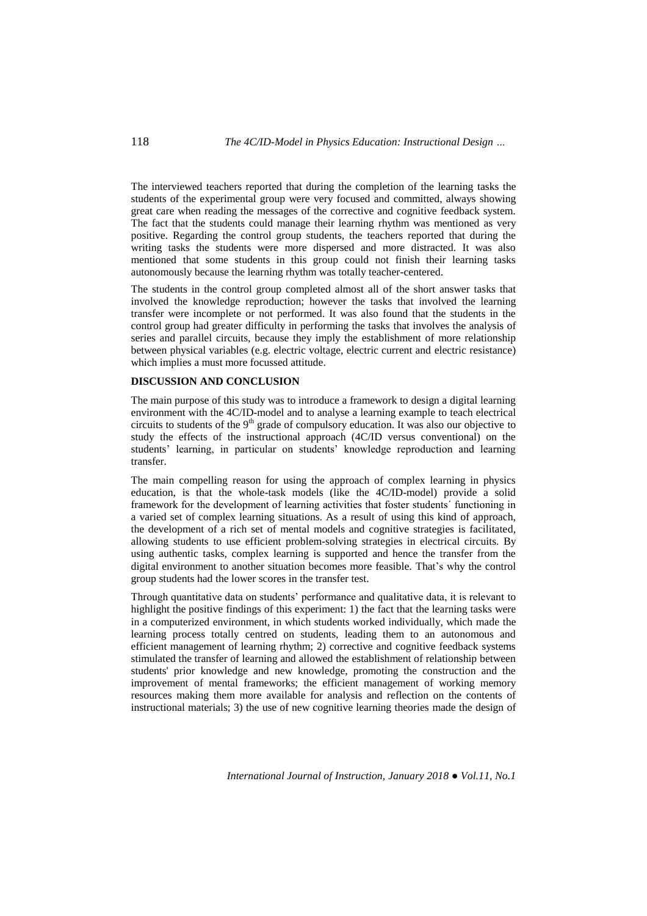The interviewed teachers reported that during the completion of the learning tasks the students of the experimental group were very focused and committed, always showing great care when reading the messages of the corrective and cognitive feedback system. The fact that the students could manage their learning rhythm was mentioned as very positive. Regarding the control group students, the teachers reported that during the writing tasks the students were more dispersed and more distracted. It was also mentioned that some students in this group could not finish their learning tasks autonomously because the learning rhythm was totally teacher-centered.

The students in the control group completed almost all of the short answer tasks that involved the knowledge reproduction; however the tasks that involved the learning transfer were incomplete or not performed. It was also found that the students in the control group had greater difficulty in performing the tasks that involves the analysis of series and parallel circuits, because they imply the establishment of more relationship between physical variables (e.g. electric voltage, electric current and electric resistance) which implies a must more focussed attitude.

## DISCUSSION AND CONCLUSION

The main purpose of this study was to introduce a framework to design a digital learning environment with the 4C/ID-model and to analyse a learning example to teach electrical circuits to students of the 9$^{th}$ grade of compulsory education. It was also our objective to study the effects of the instructional approach (4C/ID versus conventional) on the students' learning, in particular on students' knowledge reproduction and learning transfer.

The main compelling reason for using the approach of complex learning in physics education, is that the whole-task models (like the 4C/ID-model) provide a solid framework for the development of learning activities that foster students´ functioning in a varied set of complex learning situations. As a result of using this kind of approach, the development of a rich set of mental models and cognitive strategies is facilitated, allowing students to use efficient problem-solving strategies in electrical circuits. By using authentic tasks, complex learning is supported and hence the transfer from the digital environment to another situation becomes more feasible. That's why the control group students had the lower scores in the transfer test.

Through quantitative data on students' performance and qualitative data, it is relevant to highlight the positive findings of this experiment: 1) the fact that the learning tasks were in a computerized environment, in which students worked individually, which made the learning process totally centred on students, leading them to an autonomous and efficient management of learning rhythm; 2) corrective and cognitive feedback systems stimulated the transfer of learning and allowed the establishment of relationship between students' prior knowledge and new knowledge, promoting the construction and the improvement of mental frameworks; the efficient management of working memory resources making them more available for analysis and reflection on the contents of instructional materials; 3) the use of new cognitive learning theories made the design of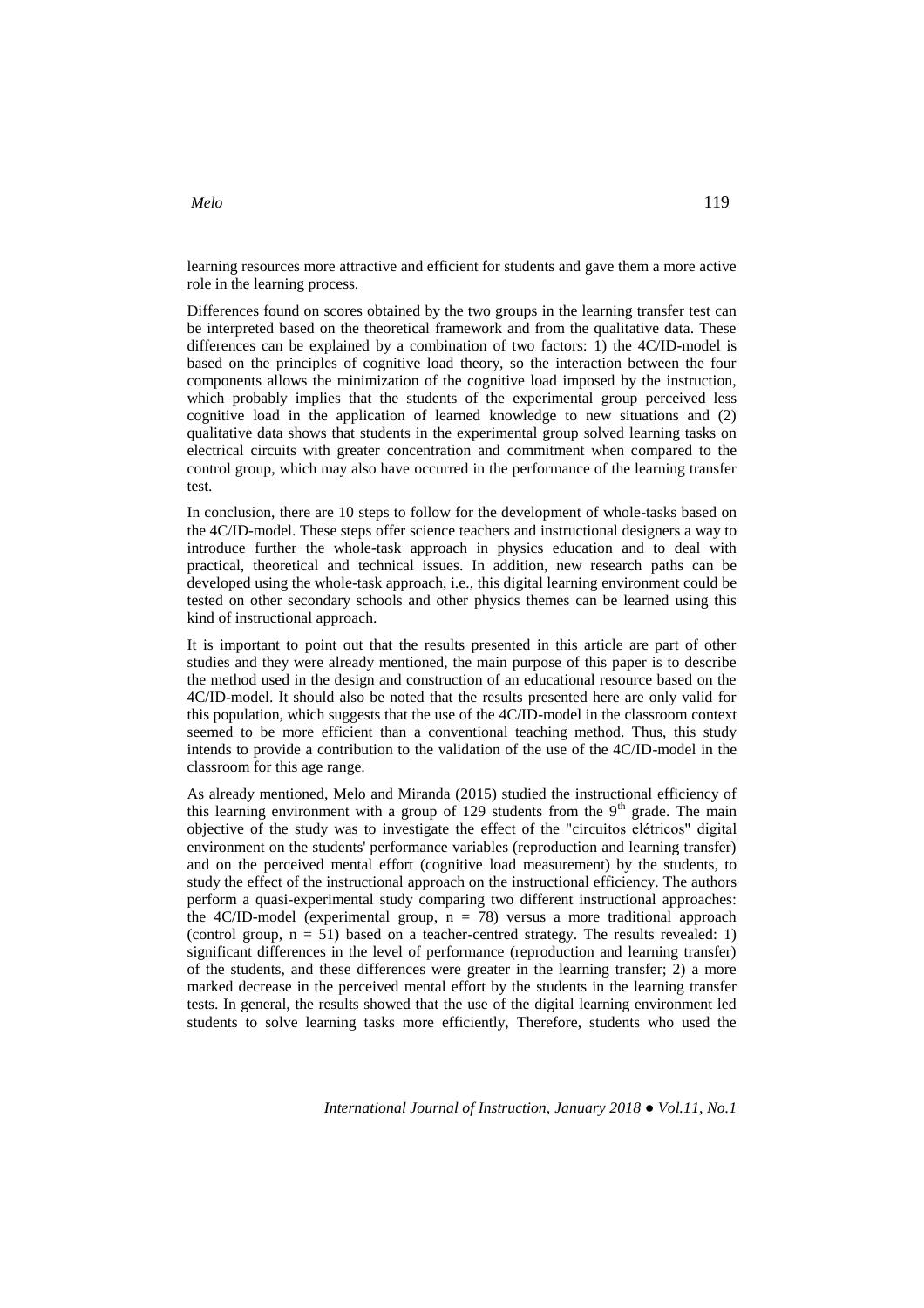learning resources more attractive and efficient for students and gave them a more active role in the learning process.

Differences found on scores obtained by the two groups in the learning transfer test can be interpreted based on the theoretical framework and from the qualitative data. These differences can be explained by a combination of two factors: 1) the 4C/ID-model is based on the principles of cognitive load theory, so the interaction between the four components allows the minimization of the cognitive load imposed by the instruction, which probably implies that the students of the experimental group perceived less cognitive load in the application of learned knowledge to new situations and (2) qualitative data shows that students in the experimental group solved learning tasks on electrical circuits with greater concentration and commitment when compared to the control group, which may also have occurred in the performance of the learning transfer test.

In conclusion, there are 10 steps to follow for the development of whole-tasks based on the 4C/ID-model. These steps offer science teachers and instructional designers a way to introduce further the whole-task approach in physics education and to deal with practical, theoretical and technical issues. In addition, new research paths can be developed using the whole-task approach, i.e., this digital learning environment could be tested on other secondary schools and other physics themes can be learned using this kind of instructional approach.

It is important to point out that the results presented in this article are part of other studies and they were already mentioned, the main purpose of this paper is to describe the method used in the design and construction of an educational resource based on the 4C/ID-model. It should also be noted that the results presented here are only valid for this population, which suggests that the use of the 4C/ID-model in the classroom context seemed to be more efficient than a conventional teaching method. Thus, this study intends to provide a contribution to the validation of the use of the 4C/ID-model in the classroom for this age range.

As already mentioned, Melo and Miranda (2015) studied the instructional efficiency of this learning environment with a group of 129 students from the 9th grade. The main objective of the study was to investigate the effect of the "circuitos elétricos" digital environment on the students' performance variables (reproduction and learning transfer) and on the perceived mental effort (cognitive load measurement) by the students, to study the effect of the instructional approach on the instructional efficiency. The authors perform a quasi-experimental study comparing two different instructional approaches: the 4C/ID-model (experimental group, $n = 78$) versus a more traditional approach (control group, $n = 51$) based on a teacher-centred strategy. The results revealed: 1) significant differences in the level of performance (reproduction and learning transfer) of the students, and these differences were greater in the learning transfer; 2) a more marked decrease in the perceived mental effort by the students in the learning transfer tests. In general, the results showed that the use of the digital learning environment led students to solve learning tasks more efficiently, Therefore, students who used the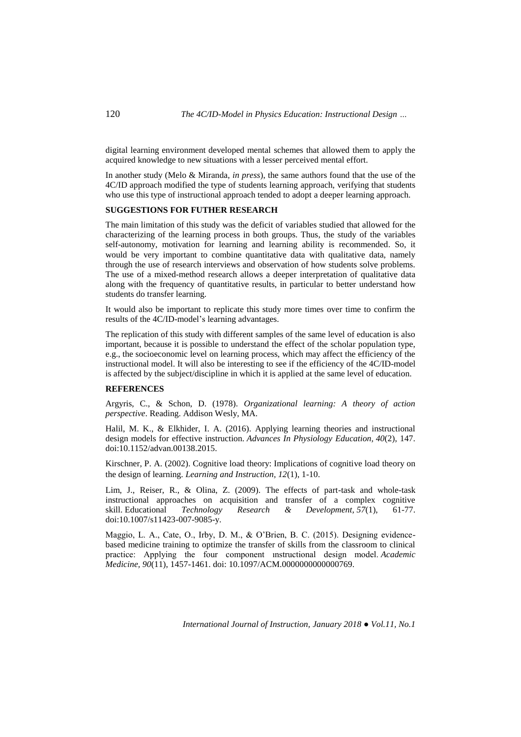digital learning environment developed mental schemes that allowed them to apply the acquired knowledge to new situations with a lesser perceived mental effort.

In another study (Melo & Miranda, *in press*), the same authors found that the use of the 4C/ID approach modified the type of students learning approach, verifying that students who use this type of instructional approach tended to adopt a deeper learning approach.

## SUGGESTIONS FOR FUTHER RESEARCH

The main limitation of this study was the deficit of variables studied that allowed for the characterizing of the learning process in both groups. Thus, the study of the variables self-autonomy, motivation for learning and learning ability is recommended. So, it would be very important to combine quantitative data with qualitative data, namely through the use of research interviews and observation of how students solve problems. The use of a mixed-method research allows a deeper interpretation of qualitative data along with the frequency of quantitative results, in particular to better understand how students do transfer learning.

It would also be important to replicate this study more times over time to confirm the results of the 4C/ID-model's learning advantages.

The replication of this study with different samples of the same level of education is also important, because it is possible to understand the effect of the scholar population type, e.g., the socioeconomic level on learning process, which may affect the efficiency of the instructional model. It will also be interesting to see if the efficiency of the 4C/ID-model is affected by the subject/discipline in which it is applied at the same level of education.

## REFERENCES

Argyris, C., & Schon, D. (1978). *Organizational learning: A theory of action perspective*. Reading. Addison Wesly, MA.

Halil, M. K., & Elkhider, I. A. (2016). Applying learning theories and instructional design models for effective instruction. *Advances In Physiology Education, 40*(2), 147. doi:10.1152/advan.00138.2015.

Kirschner, P. A. (2002). Cognitive load theory: Implications of cognitive load theory on the design of learning. *Learning and Instruction, 12*(1), 1-10.

Lim, J., Reiser, R., & Olina, Z. (2009). The effects of part-task and whole-task instructional approaches on acquisition and transfer of a complex cognitive skill. Educational *Technology Research & Development, 57*(1), 61-77. doi:10.1007/s11423-007-9085-y.

Maggio, L. A., Cate, O., Irby, D. M., & O'Brien, B. C. (2015). Designing evidence-based medicine training to optimize the transfer of skills from the classroom to clinical practice: Applying the four component ınstructional design model. *Academic Medicine, 90*(11), 1457-1461. doi: 10.1097/ACM.0000000000000769.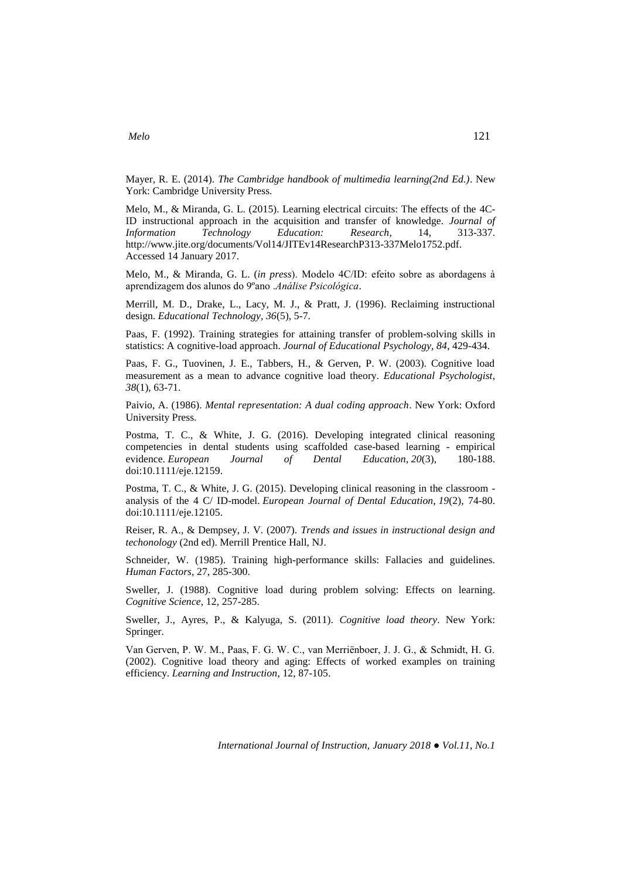Mayer, R. E. (2014). *The Cambridge handbook of multimedia learning(2nd Ed.)*. New York: Cambridge University Press.

Melo, M., & Miranda, G. L. (2015). Learning electrical circuits: The effects of the 4C-ID instructional approach in the acquisition and transfer of knowledge. *Journal of Information Technology Education: Research*, 14, 313-337. http://www.jite.org/documents/Vol14/JITEv14ResearchP313-337Melo1752.pdf. Accessed 14 January 2017.

Melo, M., & Miranda, G. L. (*in press*). Modelo 4C/ID: efeito sobre as abordagens à aprendizagem dos alunos do 9ºano .*Análise Psicológica*.

Merrill, M. D., Drake, L., Lacy, M. J., & Pratt, J. (1996). Reclaiming instructional design. *Educational Technology, 36*(5), 5-7.

Paas, F. (1992). Training strategies for attaining transfer of problem-solving skills in statistics: A cognitive-load approach. *Journal of Educational Psychology, 84*, 429-434.

Paas, F. G., Tuovinen, J. E., Tabbers, H., & Gerven, P. W. (2003). Cognitive load measurement as a mean to advance cognitive load theory. *Educational Psychologist*, *38*(1), 63-71.

Paivio, A. (1986). *Mental representation: A dual coding approach*. New York: Oxford University Press.

Postma, T. C., & White, J. G. (2016). Developing integrated clinical reasoning competencies in dental students using scaffolded case-based learning - empirical evidence. *European Journal of Dental Education, 20*(3), 180-188. doi:10.1111/eje.12159.

Postma, T. C., & White, J. G. (2015). Developing clinical reasoning in the classroom - analysis of the 4 C/ ID-model. *European Journal of Dental Education, 19*(2), 74-80. doi:10.1111/eje.12105.

Reiser, R. A., & Dempsey, J. V. (2007). *Trends and issues in instructional design and techonology* (2nd ed). Merrill Prentice Hall, NJ.

Schneider, W. (1985). Training high-performance skills: Fallacies and guidelines. *Human Factors*, 27, 285-300.

Sweller, J. (1988). Cognitive load during problem solving: Effects on learning. *Cognitive Science*, 12, 257-285.

Sweller, J., Ayres, P., & Kalyuga, S. (2011). *Cognitive load theory*. New York: Springer.

Van Gerven, P. W. M., Paas, F. G. W. C., van Merriënboer, J. J. G., & Schmidt, H. G. (2002). Cognitive load theory and aging: Effects of worked examples on training efficiency. *Learning and Instruction*, 12, 87-105.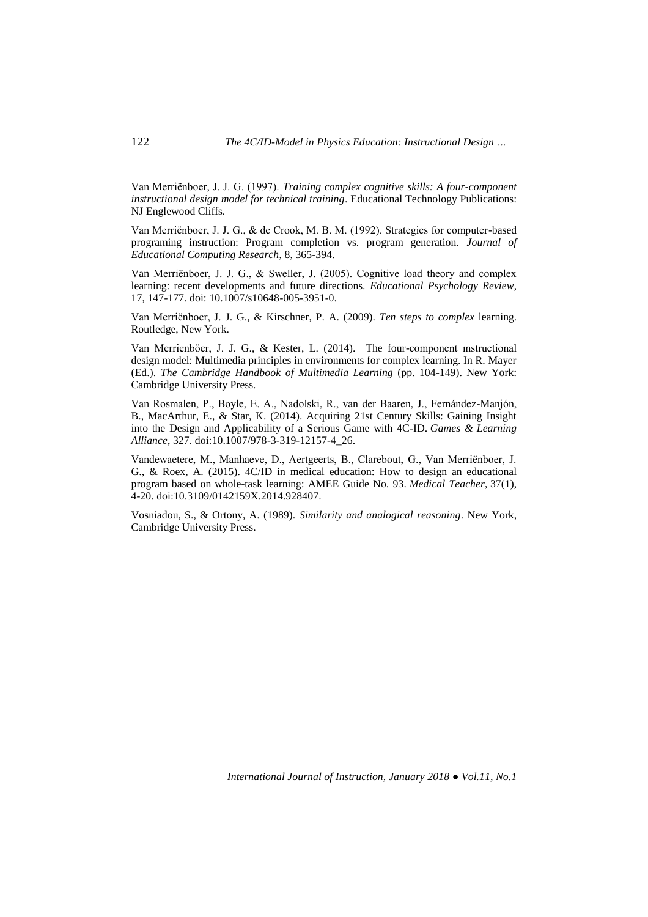Van Merriënboer, J. J. G. (1997). *Training complex cognitive skills: A four-component instructional design model for technical training*. Educational Technology Publications: NJ Englewood Cliffs.

Van Merriënboer, J. J. G., & de Crook, M. B. M. (1992). Strategies for computer-based programing instruction: Program completion vs. program generation. *Journal of Educational Computing Research*, 8, 365-394.

Van Merriënboer, J. J. G., & Sweller, J. (2005). Cognitive load theory and complex learning: recent developments and future directions. *Educational Psychology Review*, 17, 147-177. doi: 10.1007/s10648-005-3951-0.

Van Merriënboer, J. J. G., & Kirschner, P. A. (2009). *Ten steps to complex* learning. Routledge, New York.

Van Merrienböer, J. J. G., & Kester, L. (2014). The four-component ınstructional design model: Multimedia principles in environments for complex learning. In R. Mayer (Ed.). *The Cambridge Handbook of Multimedia Learning* (pp. 104-149). New York: Cambridge University Press.

Van Rosmalen, P., Boyle, E. A., Nadolski, R., van der Baaren, J., Fernández-Manjón, B., MacArthur, E., & Star, K. (2014). Acquiring 21st Century Skills: Gaining Insight into the Design and Applicability of a Serious Game with 4C-ID. *Games & Learning Alliance*, 327. doi:10.1007/978-3-319-12157-4_26.

Vandewaetere, M., Manhaeve, D., Aertgeerts, B., Clarebout, G., Van Merriënboer, J. G., & Roex, A. (2015). 4C/ID in medical education: How to design an educational program based on whole-task learning: AMEE Guide No. 93. *Medical Teacher*, 37(1), 4-20. doi:10.3109/0142159X.2014.928407.

Vosniadou, S., & Ortony, A. (1989). *Similarity and analogical reasoning*. New York, Cambridge University Press.